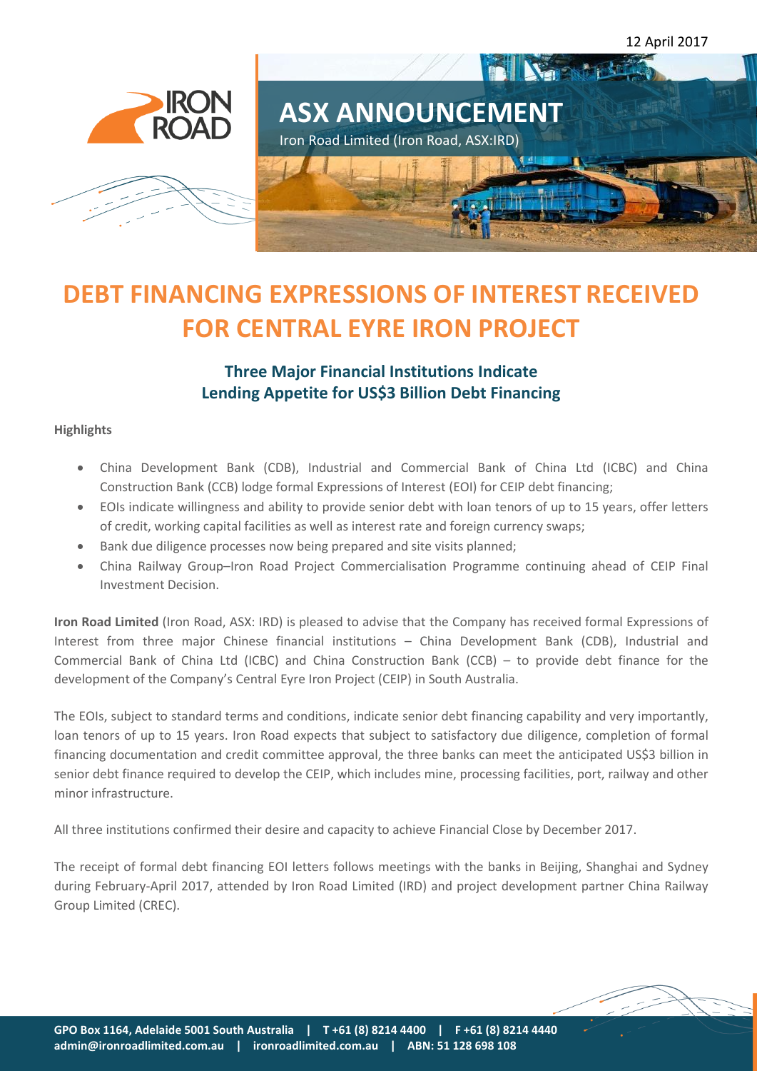12 April 2017

# ASX ANNOUNCEMENT

Iron Road Limited (Iron Road, ASX:IRD)

# DEBT FINANCING EXPRESSIONS OF INTEREST RECEIVED FOR CENTRAL EYRE IRON PROJECT

## Three Major Financial Institutions Indicate Lending Appetite for US$3 Billion Debt Financing

**Highlights**

- China Development Bank (CDB), Industrial and Commercial Bank of China Ltd (ICBC) and China Construction Bank (CCB) lodge formal Expressions of Interest (EOI) for CEIP debt financing;
- EOIs indicate willingness and ability to provide senior debt with loan tenors of up to 15 years, offer letters of credit, working capital facilities as well as interest rate and foreign currency swaps;
- Bank due diligence processes now being prepared and site visits planned;
- China Railway Group–Iron Road Project Commercialisation Programme continuing ahead of CEIP Final Investment Decision.

**Iron Road Limited** (Iron Road, ASX: IRD) is pleased to advise that the Company has received formal Expressions of Interest from three major Chinese financial institutions – China Development Bank (CDB), Industrial and Commercial Bank of China Ltd (ICBC) and China Construction Bank (CCB) – to provide debt finance for the development of the Company's Central Eyre Iron Project (CEIP) in South Australia.

The EOIs, subject to standard terms and conditions, indicate senior debt financing capability and very importantly, loan tenors of up to 15 years. Iron Road expects that subject to satisfactory due diligence, completion of formal financing documentation and credit committee approval, the three banks can meet the anticipated US$3 billion in senior debt finance required to develop the CEIP, which includes mine, processing facilities, port, railway and other minor infrastructure.

All three institutions confirmed their desire and capacity to achieve Financial Close by December 2017.

The receipt of formal debt financing EOI letters follows meetings with the banks in Beijing, Shanghai and Sydney during February-April 2017, attended by Iron Road Limited (IRD) and project development partner China Railway Group Limited (CREC).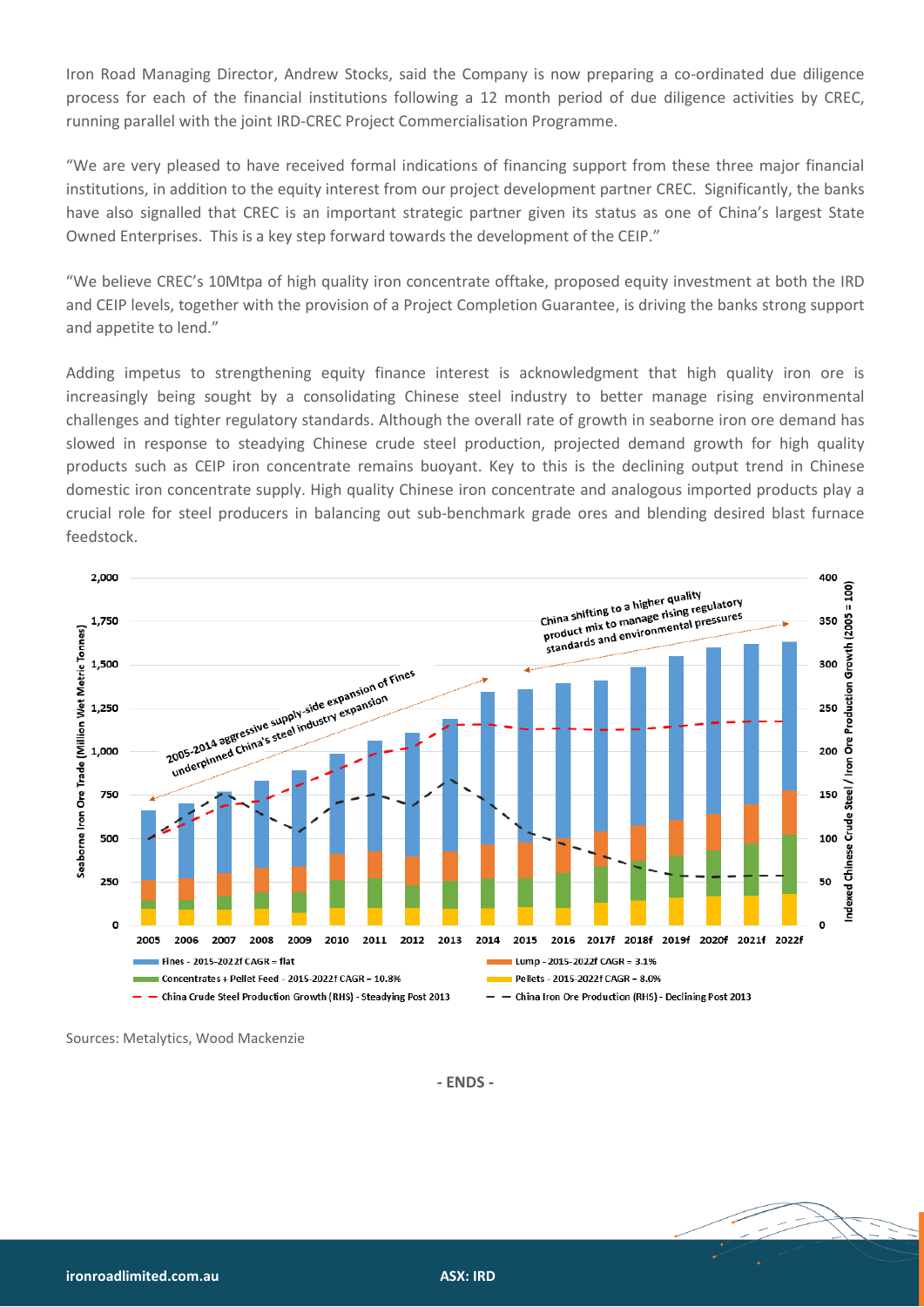Iron Road Managing Director, Andrew Stocks, said the Company is now preparing a co-ordinated due diligence process for each of the financial institutions following a 12 month period of due diligence activities by CREC, running parallel with the joint IRD-CREC Project Commercialisation Programme.

"We are very pleased to have received formal indications of financing support from these three major financial institutions, in addition to the equity interest from our project development partner CREC. Significantly, the banks have also signalled that CREC is an important strategic partner given its status as one of China's largest State Owned Enterprises. This is a key step forward towards the development of the CEIP."

"We believe CREC's 10Mtpa of high quality iron concentrate offtake, proposed equity investment at both the IRD and CEIP levels, together with the provision of a Project Completion Guarantee, is driving the banks strong support and appetite to lend."

Adding impetus to strengthening equity finance interest is acknowledgment that high quality iron ore is increasingly being sought by a consolidating Chinese steel industry to better manage rising environmental challenges and tighter regulatory standards. Although the overall rate of growth in seaborne iron ore demand has slowed in response to steadying Chinese crude steel production, projected demand growth for high quality products such as CEIP iron concentrate remains buoyant. Key to this is the declining output trend in Chinese domestic iron concentrate supply. High quality Chinese iron concentrate and analogous imported products play a crucial role for steel producers in balancing out sub-benchmark grade ores and blending desired blast furnace feedstock.

Sources: Metalytics, Wood Mackenzie

**- ENDS -**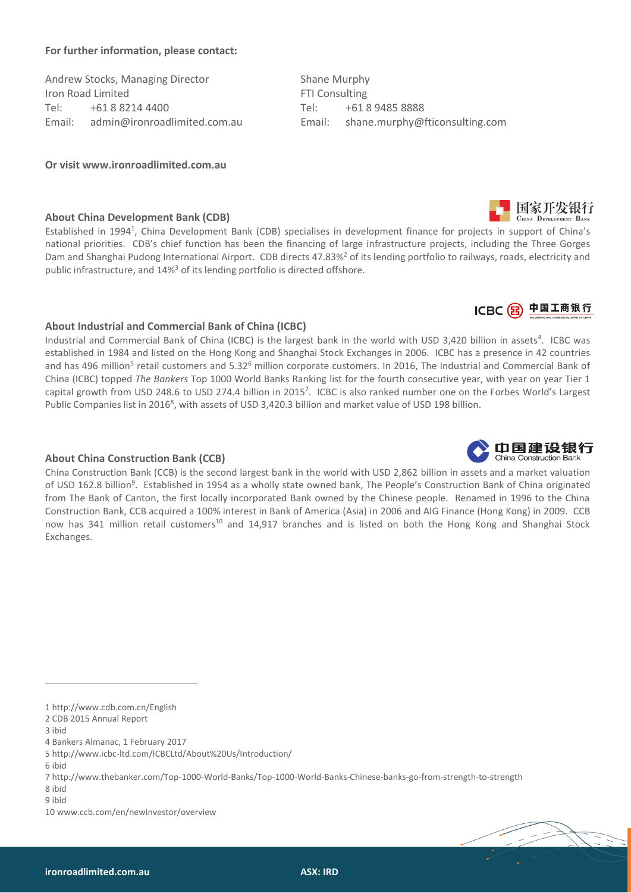**For further information, please contact:**

Andrew Stocks, Managing Director
Iron Road Limited
Tel: +61 8 8214 4400
Email: admin@ironroadlimited.com.au

Shane Murphy
FTI Consulting
Tel: +61 8 9485 8888
Email: shane.murphy@fticonsulting.com

**Or visit www.ironroadlimited.com.au**

**About China Development Bank (CDB)**

Established in 1994[1], China Development Bank (CDB) specialises in development finance for projects in support of China's national priorities. CDB's chief function has been the financing of large infrastructure projects, including the Three Gorges Dam and Shanghai Pudong International Airport. CDB directs 47.83%[2] of its lending portfolio to railways, roads, electricity and public infrastructure, and 14%[3] of its lending portfolio is directed offshore.

**About Industrial and Commercial Bank of China (ICBC)**

Industrial and Commercial Bank of China (ICBC) is the largest bank in the world with USD 3,420 billion in assets[4]. ICBC was established in 1984 and listed on the Hong Kong and Shanghai Stock Exchanges in 2006. ICBC has a presence in 42 countries and has 496 million[5] retail customers and 5.32[6] million corporate customers. In 2016, The Industrial and Commercial Bank of China (ICBC) topped *The Bankers* Top 1000 World Banks Ranking list for the fourth consecutive year, with year on year Tier 1 capital growth from USD 248.6 to USD 274.4 billion in 2015[7]. ICBC is also ranked number one on the Forbes World's Largest Public Companies list in 2016[8], with assets of USD 3,420.3 billion and market value of USD 198 billion.

**About China Construction Bank (CCB)**

China Construction Bank (CCB) is the second largest bank in the world with USD 2,862 billion in assets and a market valuation of USD 162.8 billion[9]. Established in 1954 as a wholly state owned bank, The People's Construction Bank of China originated from The Bank of Canton, the first locally incorporated Bank owned by the Chinese people. Renamed in 1996 to the China Construction Bank, CCB acquired a 100% interest in Bank of America (Asia) in 2006 and AIG Finance (Hong Kong) in 2009. CCB now has 341 million retail customers[10] and 14,917 branches and is listed on both the Hong Kong and Shanghai Stock Exchanges.

---

1 http://www.cdb.com.cn/English
2 CDB 2015 Annual Report
3 ibid
4 Bankers Almanac, 1 February 2017
5 http://www.icbc-ltd.com/ICBCLtd/About%20Us/Introduction/
6 ibid
7 http://www.thebanker.com/Top-1000-World-Banks/Top-1000-World-Banks-Chinese-banks-go-from-strength-to-strength
8 ibid
9 ibid
10 www.ccb.com/en/newinvestor/overview